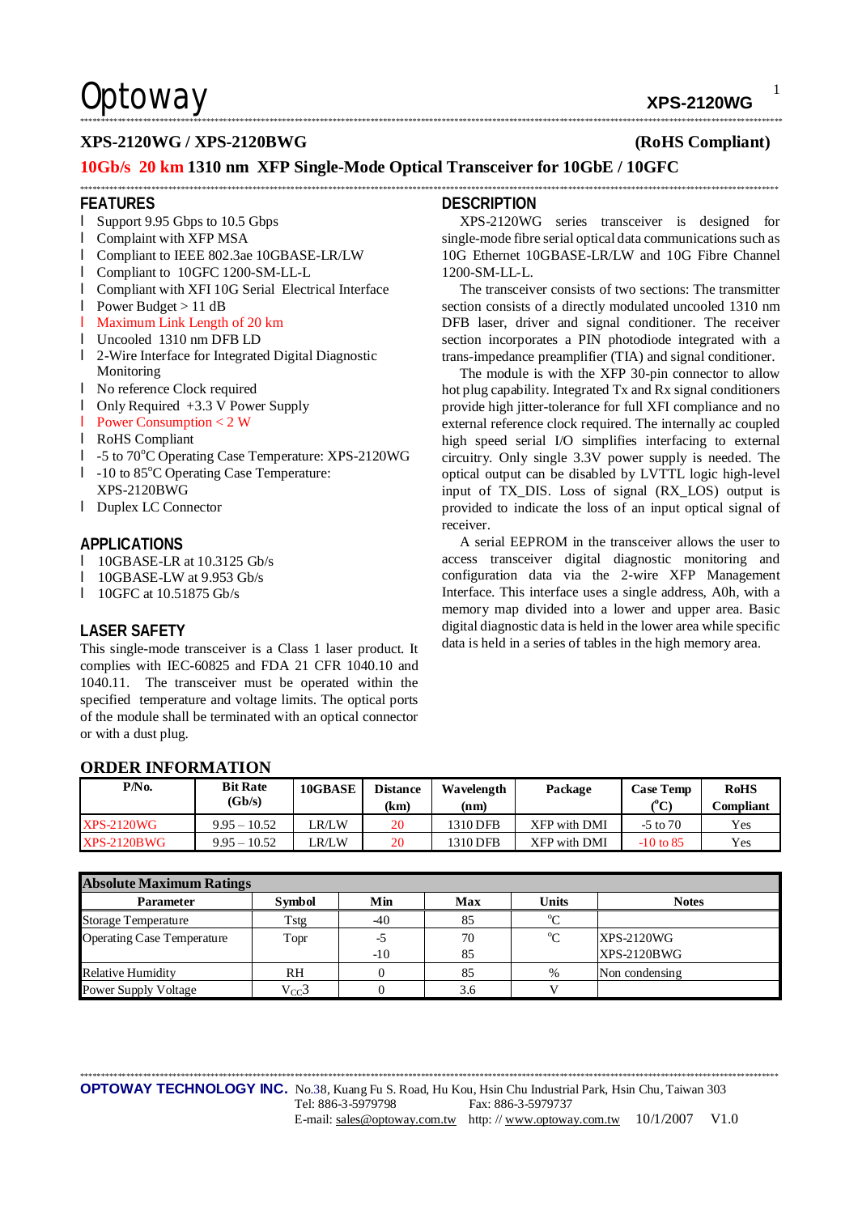# XPS-2120WG / XPS-2120BWG (RoHS Compliant)

## 10Gb/s 20 km 1310 nm XFP Single-Mode Optical Transceiver for 10GbE / 10GFC

### FEATURES

- Support 9.95 Gbps to 10.5 Gbps
- Complaint with XFP MSA
- Compliant to IEEE 802.3ae 10GBASE-LR/LW
- Compliant to 10GFC 1200-SM-LL-L
- Compliant with XFI 10G Serial Electrical Interface
- Power Budget > 11 dB
- Maximum Link Length of 20 km
- Uncooled 1310 nm DFB LD
- 2-Wire Interface for Integrated Digital Diagnostic Monitoring
- No reference Clock required
- Only Required +3.3 V Power Supply
- Power Consumption < 2 W
- RoHS Compliant
- -5 to 70°C Operating Case Temperature: XPS-2120WG
- -10 to 85°C Operating Case Temperature: XPS-2120BWG
- Duplex LC Connector

### APPLICATIONS

- 10GBASE-LR at 10.3125 Gb/s
- 10GBASE-LW at 9.953 Gb/s
- 10GFC at 10.51875 Gb/s

### LASER SAFETY

This single-mode transceiver is a Class 1 laser product. It complies with IEC-60825 and FDA 21 CFR 1040.10 and 1040.11. The transceiver must be operated within the specified temperature and voltage limits. The optical ports of the module shall be terminated with an optical connector or with a dust plug.

### DESCRIPTION

XPS-2120WG series transceiver is designed for single-mode fibre serial optical data communications such as 10G Ethernet 10GBASE-LR/LW and 10G Fibre Channel 1200-SM-LL-L.

The transceiver consists of two sections: The transmitter section consists of a directly modulated uncooled 1310 nm DFB laser, driver and signal conditioner. The receiver section incorporates a PIN photodiode integrated with a trans-impedance preamplifier (TIA) and signal conditioner.

The module is with the XFP 30-pin connector to allow hot plug capability. Integrated Tx and Rx signal conditioners provide high jitter-tolerance for full XFI compliance and no external reference clock required. The internally ac coupled high speed serial I/O simplifies interfacing to external circuitry. Only single 3.3V power supply is needed. The optical output can be disabled by LVTTL logic high-level input of TX_DIS. Loss of signal (RX_LOS) output is provided to indicate the loss of an input optical signal of receiver.

A serial EEPROM in the transceiver allows the user to access transceiver digital diagnostic monitoring and configuration data via the 2-wire XFP Management Interface. This interface uses a single address, A0h, with a memory map divided into a lower and upper area. Basic digital diagnostic data is held in the lower area while specific data is held in a series of tables in the high memory area.

### ORDER INFORMATION

| P/No. | Bit Rate (Gb/s) | 10GBASE | Distance (km) | Wavelength (nm) | Package | Case Temp (°C) | RoHS Compliant |
|---|---|---|---|---|---|---|---|
| XPS-2120WG | 9.95 – 10.52 | LR/LW | 20 | 1310 DFB | XFP with DMI | -5 to 70 | Yes |
| XPS-2120BWG | 9.95 – 10.52 | LR/LW | 20 | 1310 DFB | XFP with DMI | -10 to 85 | Yes |

### Absolute Maximum Ratings

| Parameter | Symbol | Min | Max | Units | Notes |
|---|---|---|---|---|---|
| Storage Temperature | Tstg | -40 | 85 | °C | |
| Operating Case Temperature | Topr | -5<br>-10 | 70<br>85 | °C | XPS-2120WG<br>XPS-2120BWG |
| Relative Humidity | RH | 0 | 85 | % | Non condensing |
| Power Supply Voltage | $V_{CC}3$ | 0 | 3.6 | V | |

**OPTOWAY TECHNOLOGY INC.** No.38, Kuang Fu S. Road, Hu Kou, Hsin Chu Industrial Park, Hsin Chu, Taiwan 303
Tel: 886-3-5979798 Fax: 886-3-5979737
E-mail: sales@optoway.com.tw http: // www.optoway.com.tw 10/1/2007 V1.0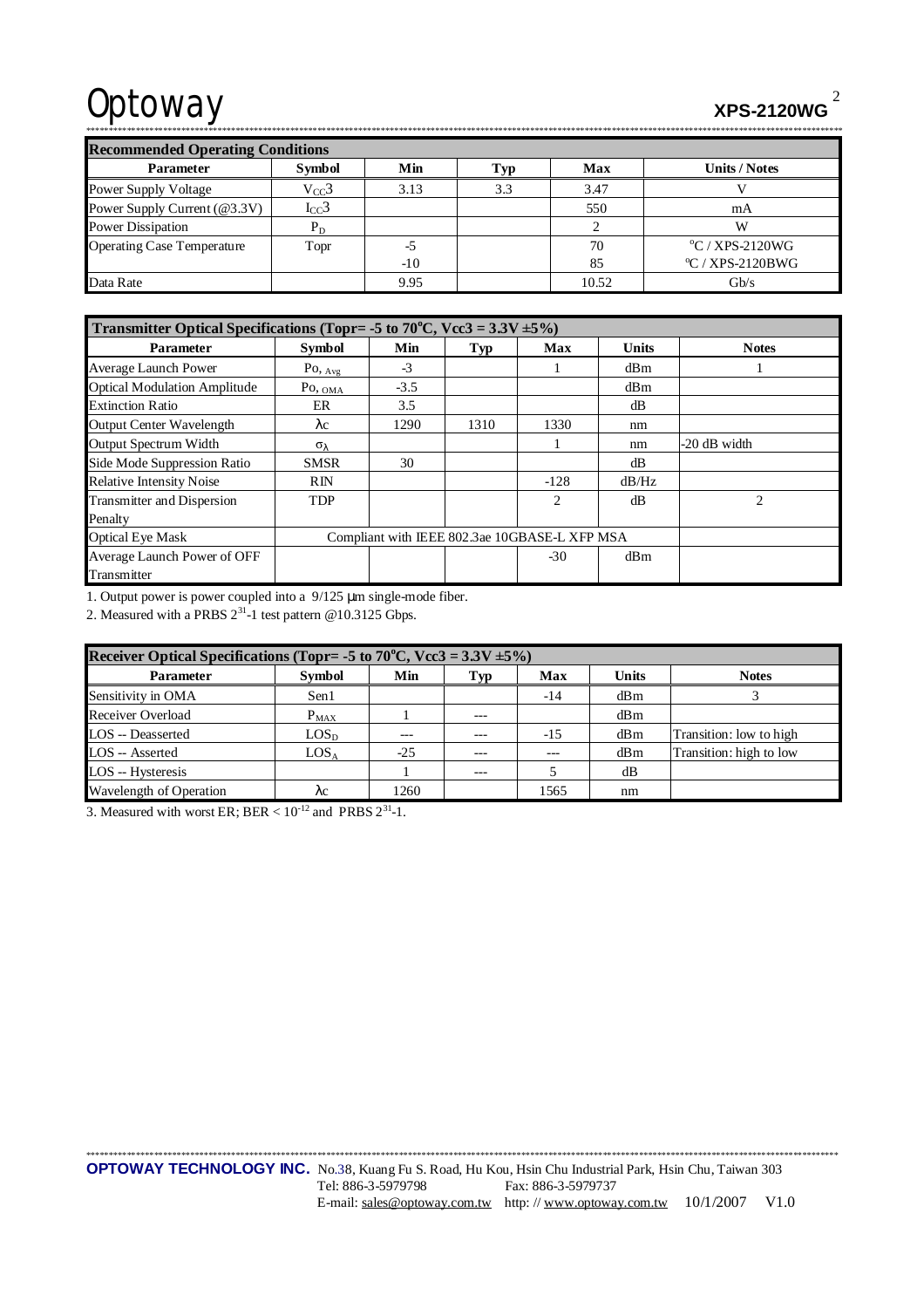| Recommended Operating Conditions | | | | | |
|---|---|---|---|---|---|
| **Parameter** | **Symbol** | **Min** | **Typ** | **Max** | **Units / Notes** |
| Power Supply Voltage | $V_{CC}3$ | 3.13 | 3.3 | 3.47 | V |
| Power Supply Current (@3.3V) | $I_{CC}3$ | | | 550 | mA |
| Power Dissipation | $P_D$ | | | 2 | W |
| Operating Case Temperature | Topr | -5<br>-10 | | 70<br>85 | °C / XPS-2120WG<br>°C / XPS-2120BWG |
| Data Rate | | 9.95 | | 10.52 | Gb/s |

| Transmitter Optical Specifications (Topr= -5 to 70°C, Vcc3 = 3.3V ±5%) | | | | | | |
|---|---|---|---|---|---|---|
| **Parameter** | **Symbol** | **Min** | **Typ** | **Max** | **Units** | **Notes** |
| Average Launch Power | $Po_{,Avg}$ | -3 | | 1 | dBm | 1 |
| Optical Modulation Amplitude | $Po_{,OMA}$ | -3.5 | | | dBm | |
| Extinction Ratio | ER | 3.5 | | | dB | |
| Output Center Wavelength | λc | 1290 | 1310 | 1330 | nm | |
| Output Spectrum Width | $\sigma_\lambda$ | | | 1 | nm | -20 dB width |
| Side Mode Suppression Ratio | SMSR | 30 | | | dB | |
| Relative Intensity Noise | RIN | | | -128 | dB/Hz | |
| Transmitter and Dispersion Penalty | TDP | | | 2 | dB | 2 |
| Optical Eye Mask | Compliant with IEEE 802.3ae 10GBASE-L XFP MSA | | | | | |
| Average Launch Power of OFF Transmitter | | | | -30 | dBm | |

1. Output power is power coupled into a 9/125 μm single-mode fiber.
2. Measured with a PRBS $2^{31}$-1 test pattern @10.3125 Gbps.

| Receiver Optical Specifications (Topr= -5 to 70°C, Vcc3 = 3.3V ±5%) | | | | | | |
|---|---|---|---|---|---|---|
| **Parameter** | **Symbol** | **Min** | **Typ** | **Max** | **Units** | **Notes** |
| Sensitivity in OMA | Sen1 | | | -14 | dBm | 3 |
| Receiver Overload | $P_{MAX}$ | 1 | --- | | dBm | |
| LOS -- Deasserted | $LOS_D$ | --- | --- | -15 | dBm | Transition: low to high |
| LOS -- Asserted | $LOS_A$ | -25 | --- | --- | dBm | Transition: high to low |
| LOS -- Hysteresis | | 1 | --- | 5 | dB | |
| Wavelength of Operation | λc | 1260 | | 1565 | nm | |

3. Measured with worst ER; BER < $10^{-12}$ and PRBS $2^{31}$-1.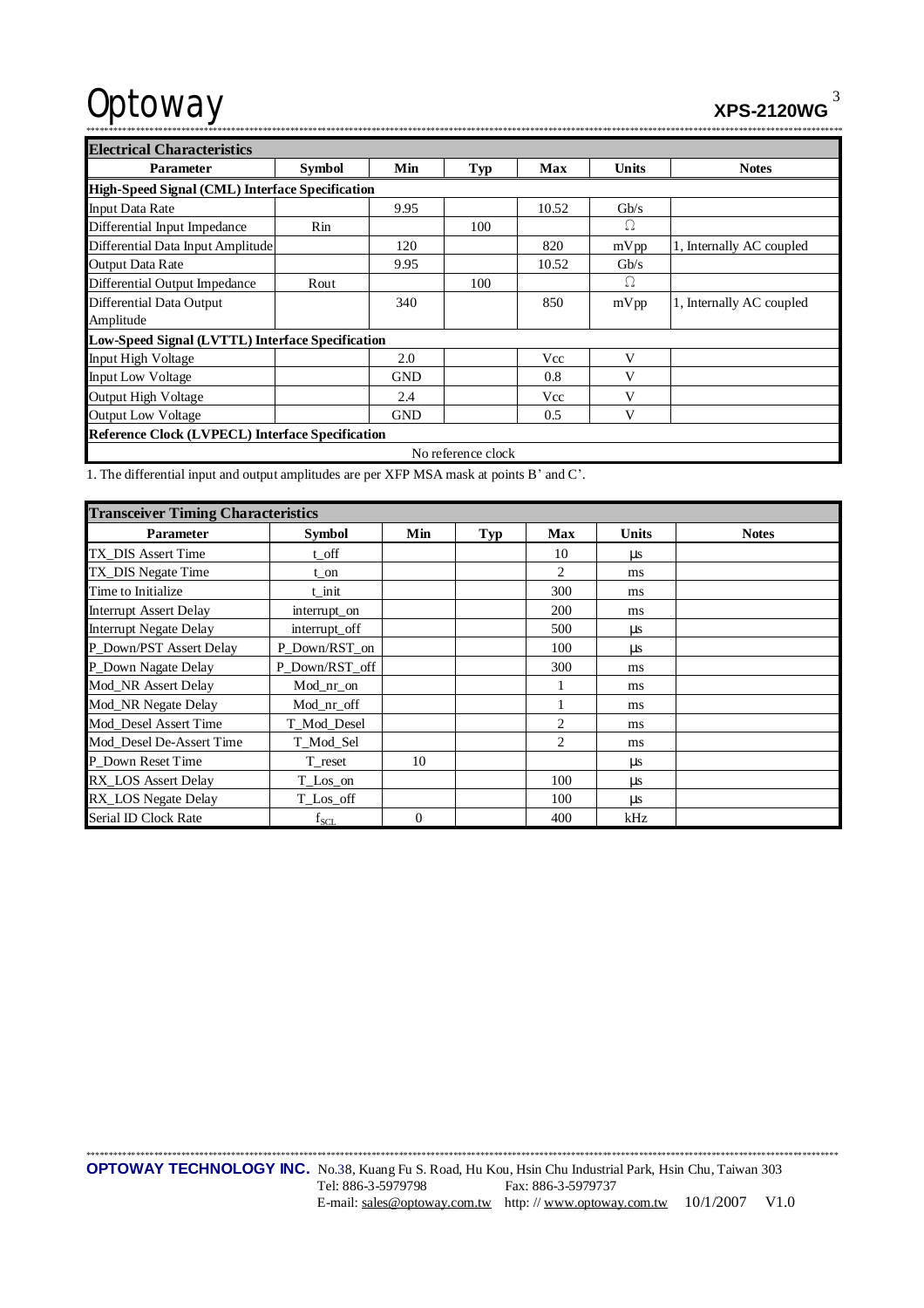## Electrical Characteristics

| Parameter | Symbol | Min | Typ | Max | Units | Notes |
|---|---|---|---|---|---|---|
| **High-Speed Signal (CML) Interface Specification** | | | | | | |
| Input Data Rate | | 9.95 | | 10.52 | Gb/s | |
| Differential Input Impedance | Rin | | 100 | | Ω | |
| Differential Data Input Amplitude | | 120 | | 820 | mVpp | 1, Internally AC coupled |
| Output Data Rate | | 9.95 | | 10.52 | Gb/s | |
| Differential Output Impedance | Rout | | 100 | | Ω | |
| Differential Data Output Amplitude | | 340 | | 850 | mVpp | 1, Internally AC coupled |
| **Low-Speed Signal (LVTTL) Interface Specification** | | | | | | |
| Input High Voltage | | 2.0 | | Vcc | V | |
| Input Low Voltage | | GND | | 0.8 | V | |
| Output High Voltage | | 2.4 | | Vcc | V | |
| Output Low Voltage | | GND | | 0.5 | V | |
| **Reference Clock (LVPECL) Interface Specification** | | | | | | |
| No reference clock | | | | | | |

1. The differential input and output amplitudes are per XFP MSA mask at points B' and C'.

## Transceiver Timing Characteristics

| Parameter | Symbol | Min | Typ | Max | Units | Notes |
|---|---|---|---|---|---|---|
| TX_DIS Assert Time | t_off | | | 10 | µs | |
| TX_DIS Negate Time | t_on | | | 2 | ms | |
| Time to Initialize | t_init | | | 300 | ms | |
| Interrupt Assert Delay | interrupt_on | | | 200 | ms | |
| Interrupt Negate Delay | interrupt_off | | | 500 | µs | |
| P_Down/PST Assert Delay | P_Down/RST_on | | | 100 | µs | |
| P_Down Nagate Delay | P_Down/RST_off | | | 300 | ms | |
| Mod_NR Assert Delay | Mod_nr_on | | | 1 | ms | |
| Mod_NR Negate Delay | Mod_nr_off | | | 1 | ms | |
| Mod_Desel Assert Time | T_Mod_Desel | | | 2 | ms | |
| Mod_Desel De-Assert Time | T_Mod_Sel | | | 2 | ms | |
| P_Down Reset Time | T_reset | 10 | | | µs | |
| RX_LOS Assert Delay | T_Los_on | | | 100 | µs | |
| RX_LOS Negate Delay | T_Los_off | | | 100 | µs | |
| Serial ID Clock Rate | $f_{SCL}$ | 0 | | 400 | kHz | |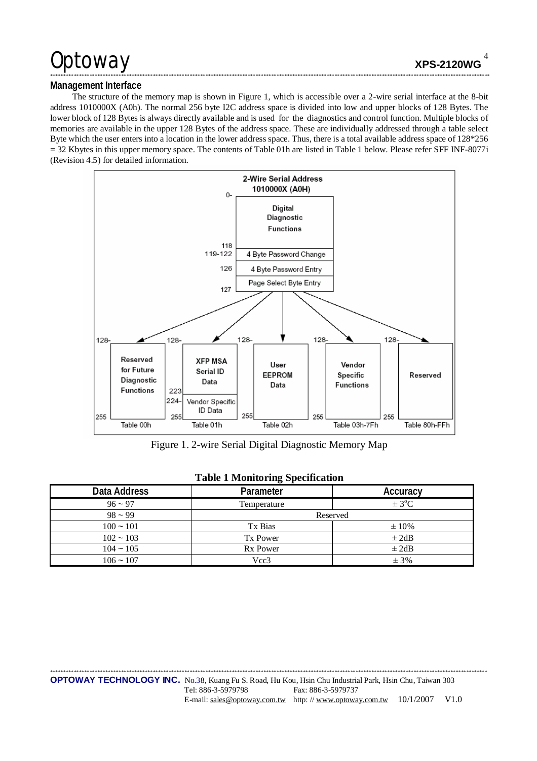## Management Interface

The structure of the memory map is shown in Figure 1, which is accessible over a 2-wire serial interface at the 8-bit address 1010000X (A0h). The normal 256 byte I2C address space is divided into low and upper blocks of 128 Bytes. The lower block of 128 Bytes is always directly available and is used for the diagnostics and control function. Multiple blocks of memories are available in the upper 128 Bytes of the address space. These are individually addressed through a table select Byte which the user enters into a location in the lower address space. Thus, there is a total available address space of 128*256 = 32 Kbytes in this upper memory space. The contents of Table 01h are listed in Table 1 below. Please refer SFF INF-8077i (Revision 4.5) for detailed information.

2-Wire Serial Address 1010000X (A0H)

- 0–118: Digital Diagnostic Functions
- 119-122: 4 Byte Password Change
- 126: 4 Byte Password Entry
- 127: Page Select Byte Entry

Upper memory (128–255):

- Table 00h: Reserved for Future Diagnostic Functions (128–255)
- Table 01h: XFP MSA Serial ID Data (128–223); Vendor Specific ID Data (224–255)
- Table 02h: User EEPROM Data (128–255)
- Table 03h-7Fh: Vendor Specific Functions (128–255)
- Table 80h-FFh: Reserved (128–255)

Figure 1. 2-wire Serial Digital Diagnostic Memory Map

**Table 1 Monitoring Specification**

| Data Address | Parameter | Accuracy |
|---|---|---|
| 96 ~ 97 | Temperature | ± 3°C |
| 98 ~ 99 | Reserved | |
| 100 ~ 101 | Tx Bias | ± 10% |
| 102 ~ 103 | Tx Power | ± 2dB |
| 104 ~ 105 | Rx Power | ± 2dB |
| 106 ~ 107 | Vcc3 | ± 3% |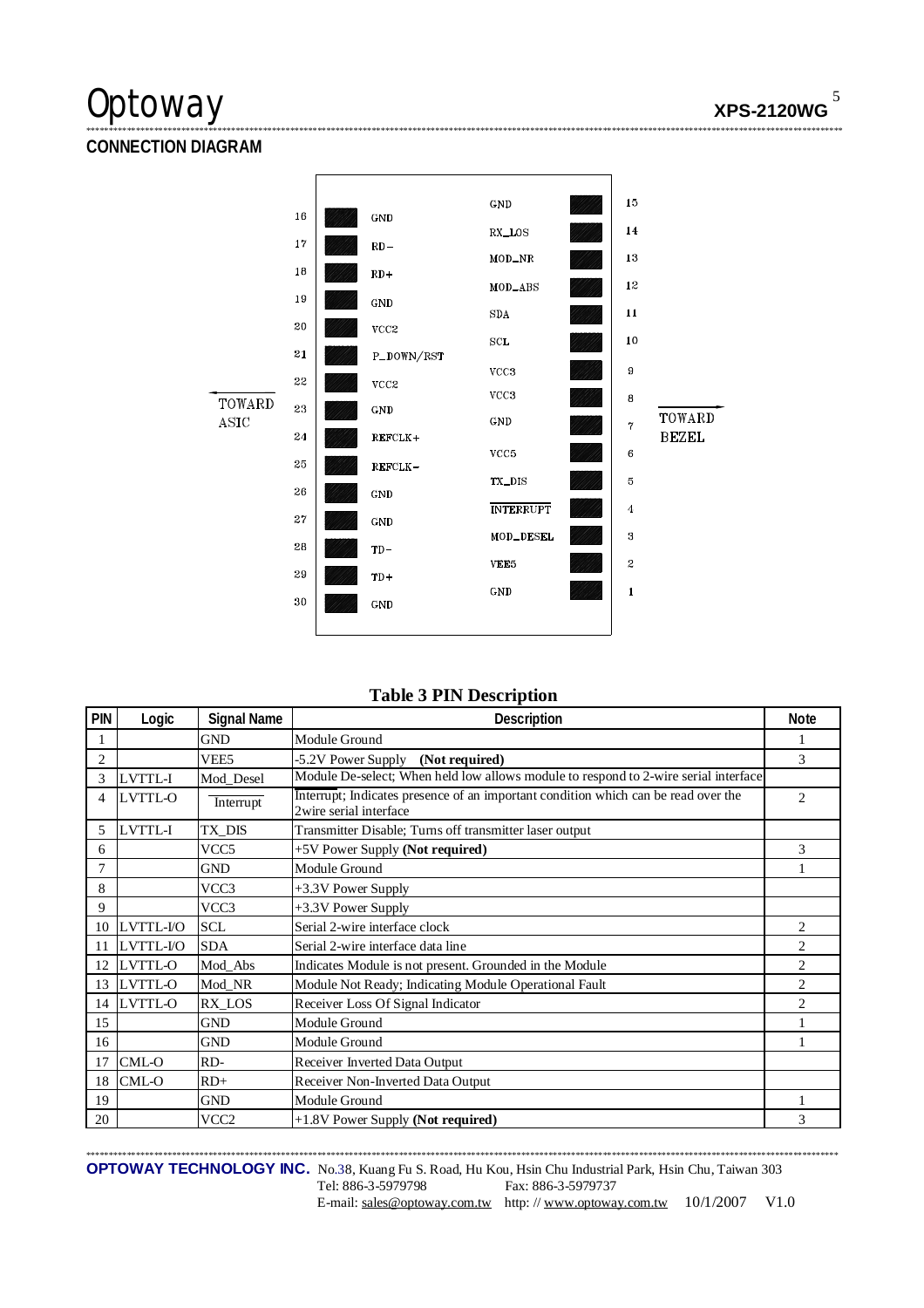## CONNECTION DIAGRAM

| Pin | Signal | | Signal | Pin |
|---|---|---|---|---|
| | | | GND | 15 |
| 16 | GND | | RX_LOS | 14 |
| 17 | RD- | | MOD_NR | 13 |
| 18 | RD+ | | MOD_ABS | 12 |
| 19 | GND | | SDA | 11 |
| 20 | VCC2 | | SCL | 10 |
| 21 | P_DOWN/RST | | VCC3 | 9 |
| 22 | VCC2 | | VCC3 | 8 |
| 23 | GND | | GND | 7 |
| 24 | REFCLK+ | | VCC5 | 6 |
| 25 | REFCLK- | | TX_DIS | 5 |
| 26 | GND | | INTERRUPT | 4 |
| 27 | GND | | MOD_DESEL | 3 |
| 28 | TD- | | VEE5 | 2 |
| 29 | TD+ | | GND | 1 |
| 30 | GND | | | |

TOWARD ASIC ← → TOWARD BEZEL

**Table 3 PIN Description**

| PIN | Logic | Signal Name | Description | Note |
|---|---|---|---|---|
| 1 | | GND | Module Ground | 1 |
| 2 | | VEE5 | -5.2V Power Supply **(Not required)** | 3 |
| 3 | LVTTL-I | Mod_Desel | Module De-select; When held low allows module to respond to 2-wire serial interface | |
| 4 | LVTTL-O | Interrupt | Interrupt; Indicates presence of an important condition which can be read over the 2wire serial interface | 2 |
| 5 | LVTTL-I | TX_DIS | Transmitter Disable; Turns off transmitter laser output | |
| 6 | | VCC5 | +5V Power Supply **(Not required)** | 3 |
| 7 | | GND | Module Ground | 1 |
| 8 | | VCC3 | +3.3V Power Supply | |
| 9 | | VCC3 | +3.3V Power Supply | |
| 10 | LVTTL-I/O | SCL | Serial 2-wire interface clock | 2 |
| 11 | LVTTL-I/O | SDA | Serial 2-wire interface data line | 2 |
| 12 | LVTTL-O | Mod_Abs | Indicates Module is not present. Grounded in the Module | 2 |
| 13 | LVTTL-O | Mod_NR | Module Not Ready; Indicating Module Operational Fault | 2 |
| 14 | LVTTL-O | RX_LOS | Receiver Loss Of Signal Indicator | 2 |
| 15 | | GND | Module Ground | 1 |
| 16 | | GND | Module Ground | 1 |
| 17 | CML-O | RD- | Receiver Inverted Data Output | |
| 18 | CML-O | RD+ | Receiver Non-Inverted Data Output | |
| 19 | | GND | Module Ground | 1 |
| 20 | | VCC2 | +1.8V Power Supply **(Not required)** | 3 |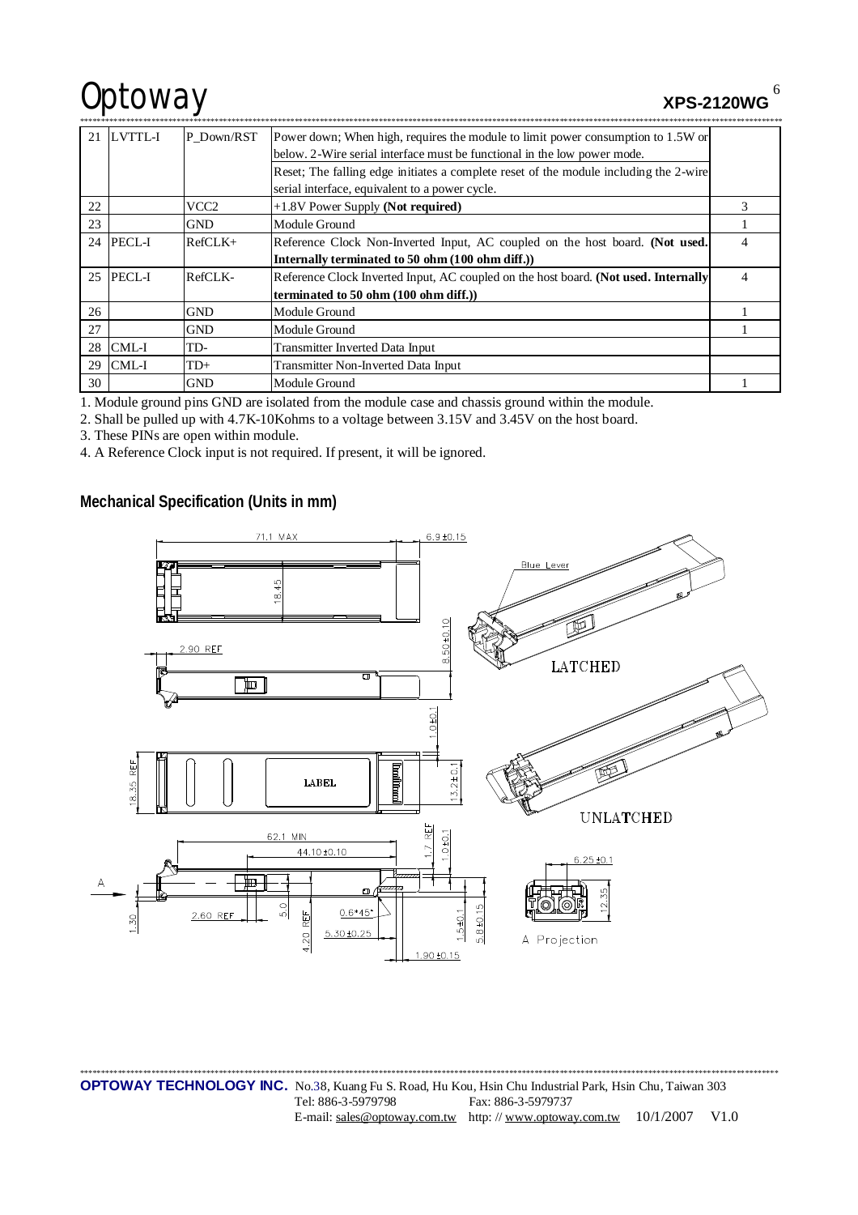| 21 | LVTTL-I | P_Down/RST | Power down; When high, requires the module to limit power consumption to 1.5W or below. 2-Wire serial interface must be functional in the low power mode.<br>Reset; The falling edge initiates a complete reset of the module including the 2-wire serial interface, equivalent to a power cycle. | |
|---|---|---|---|---|
| 22 | | VCC2 | +1.8V Power Supply **(Not required)** | 3 |
| 23 | | GND | Module Ground | 1 |
| 24 | PECL-I | RefCLK+ | Reference Clock Non-Inverted Input, AC coupled on the host board. **(Not used. Internally terminated to 50 ohm (100 ohm diff.))** | 4 |
| 25 | PECL-I | RefCLK- | Reference Clock Inverted Input, AC coupled on the host board. **(Not used. Internally terminated to 50 ohm (100 ohm diff.))** | 4 |
| 26 | | GND | Module Ground | 1 |
| 27 | | GND | Module Ground | 1 |
| 28 | CML-I | TD- | Transmitter Inverted Data Input | |
| 29 | CML-I | TD+ | Transmitter Non-Inverted Data Input | |
| 30 | | GND | Module Ground | 1 |

1. Module ground pins GND are isolated from the module case and chassis ground within the module.
2. Shall be pulled up with 4.7K-10Kohms to a voltage between 3.15V and 3.45V on the host board.
3. These PINs are open within module.
4. A Reference Clock input is not required. If present, it will be ignored.

## Mechanical Specification (Units in mm)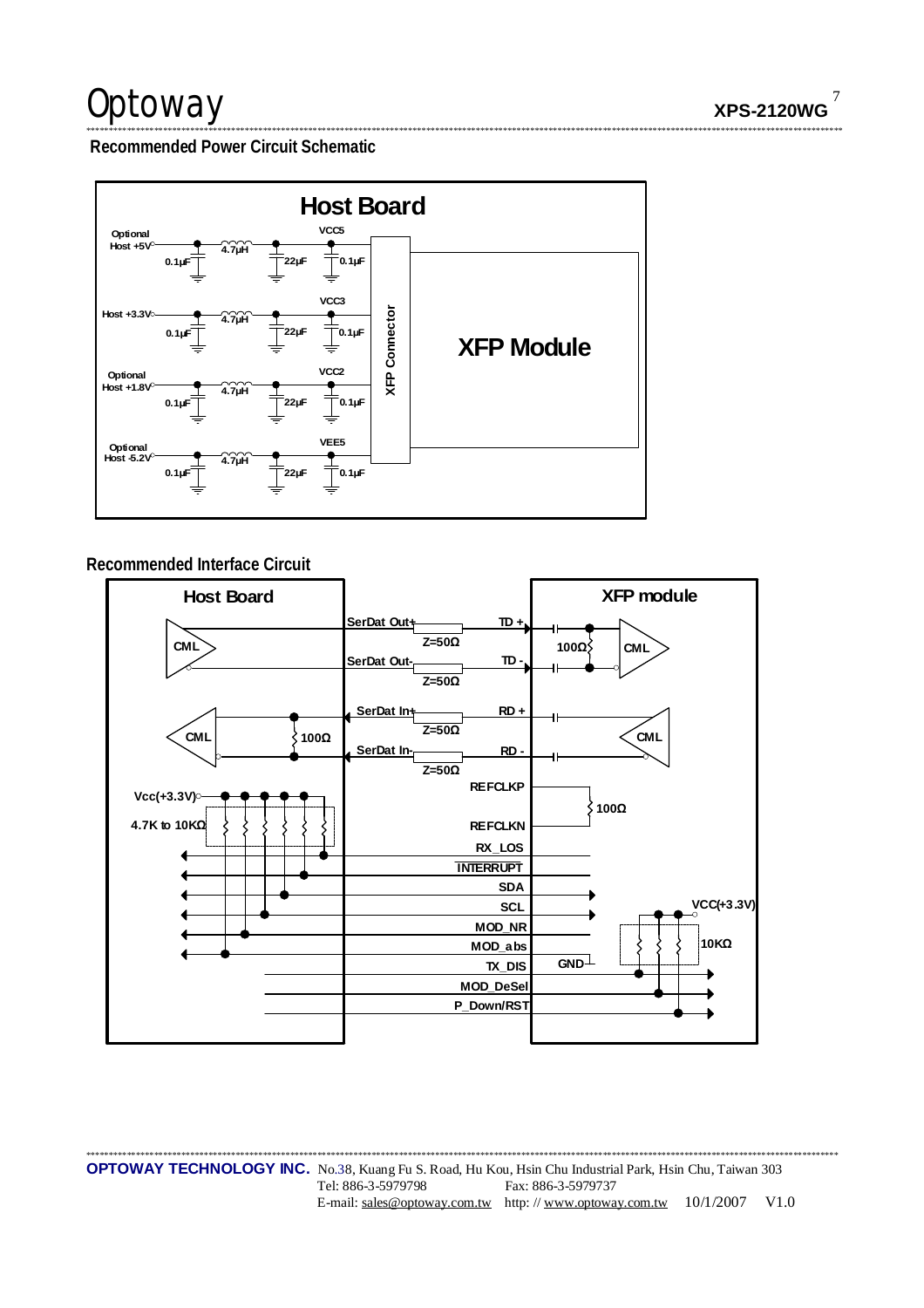## Recommended Power Circuit Schematic

## Recommended Interface Circuit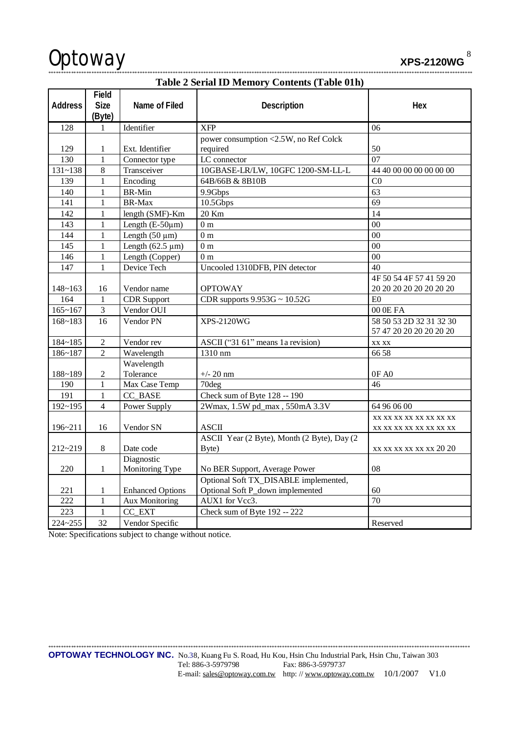**Table 2 Serial ID Memory Contents (Table 01h)**

| Address | Field Size (Byte) | Name of Filed | Description | Hex |
|---|---|---|---|---|
| 128 | 1 | Identifier | XFP | 06 |
| 129 | 1 | Ext. Identifier | power consumption <2.5W, no Ref Colck required | 50 |
| 130 | 1 | Connector type | LC connector | 07 |
| 131~138 | 8 | Transceiver | 10GBASE-LR/LW, 10GFC 1200-SM-LL-L | 44 40 00 00 00 00 00 00 |
| 139 | 1 | Encoding | 64B/66B & 8B10B | C0 |
| 140 | 1 | BR-Min | 9.9Gbps | 63 |
| 141 | 1 | BR-Max | 10.5Gbps | 69 |
| 142 | 1 | length (SMF)-Km | 20 Km | 14 |
| 143 | 1 | Length (E-50μm) | 0 m | 00 |
| 144 | 1 | Length (50 μm) | 0 m | 00 |
| 145 | 1 | Length (62.5 μm) | 0 m | 00 |
| 146 | 1 | Length (Copper) | 0 m | 00 |
| 147 | 1 | Device Tech | Uncooled 1310DFB, PIN detector | 40 |
| 148~163 | 16 | Vendor name | OPTOWAY | 4F 50 54 4F 57 41 59 20 20 20 20 20 20 20 20 20 |
| 164 | 1 | CDR Support | CDR supports 9.953G ~ 10.52G | E0 |
| 165~167 | 3 | Vendor OUI | | 00 0E FA |
| 168~183 | 16 | Vendor PN | XPS-2120WG | 58 50 53 2D 32 31 32 30 57 47 20 20 20 20 20 20 |
| 184~185 | 2 | Vendor rev | ASCII ("31 61" means 1a revision) | xx xx |
| 186~187 | 2 | Wavelength | 1310 nm | 66 58 |
| 188~189 | 2 | Wavelength Tolerance | +/- 20 nm | 0F A0 |
| 190 | 1 | Max Case Temp | 70deg | 46 |
| 191 | 1 | CC_BASE | Check sum of Byte 128 -- 190 | |
| 192~195 | 4 | Power Supply | 2Wmax, 1.5W pd_max , 550mA 3.3V | 64 96 06 00 |
| 196~211 | 16 | Vendor SN | ASCII | xx xx xx xx xx xx xx xx xx xx xx xx xx xx xx xx |
| 212~219 | 8 | Date code | ASCII Year (2 Byte), Month (2 Byte), Day (2 Byte) | xx xx xx xx xx xx 20 20 |
| 220 | 1 | Diagnostic Monitoring Type | No BER Support, Average Power | 08 |
| 221 | 1 | Enhanced Options | Optional Soft TX_DISABLE implemented, Optional Soft P_down implemented | 60 |
| 222 | 1 | Aux Monitoring | AUX1 for Vcc3. | 70 |
| 223 | 1 | CC_EXT | Check sum of Byte 192 -- 222 | |
| 224~255 | 32 | Vendor Specific | | Reserved |

Note: Specifications subject to change without notice.